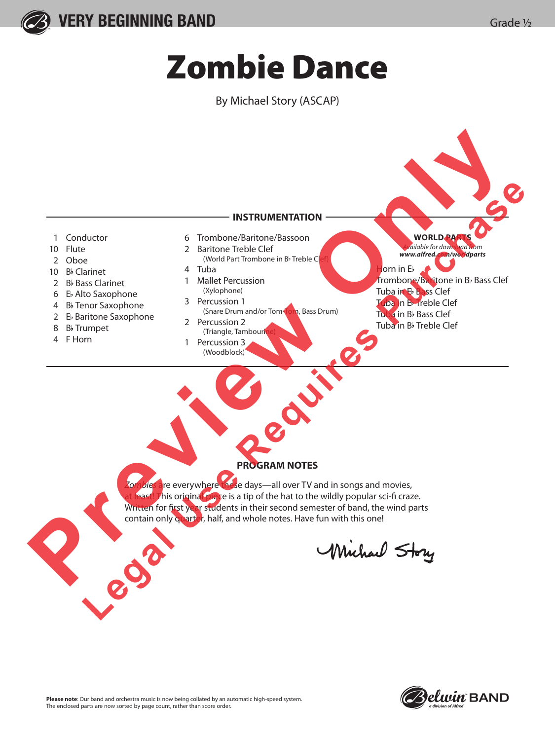VERY BEGINNING BAND

Grade ½

# Zombie Dance

By Michael Story (ASCAP)

## INSTRUMENTATION

- 1 Conductor
- 10 Flute
- 2 Oboe
- 10 B♭ Clarinet
- 2 B♭ Bass Clarinet
- 6 E♭ Alto Saxophone
- 4 B♭ Tenor Saxophone
- 2 E♭ Baritone Saxophone
- 8 B♭ Trumpet
- 4 F Horn
- 6 Trombone/Baritone/Bassoon
- 2 Baritone Treble Clef (World Part Trombone in B♭ Treble Clef)
- 4 Tuba
- 1 Mallet Percussion (Xylophone)
- 3 Percussion 1 (Snare Drum and/or Tom-Tom, Bass Drum)
- 2 Percussion 2 (Triangle, Tambourine)
- 1 Percussion 3 (Woodblock)

**WORLD PARTS**
*Available for download from* ***www.alfred.com/worldparts***

- Horn in E♭
- Trombone/Baritone in B♭ Bass Clef
- Tuba in E♭ Bass Clef
- Tuba in E♭ Treble Clef
- Tuba in B♭ Bass Clef
- Tuba in B♭ Treble Clef

## PROGRAM NOTES

*Zombies* are everywhere these days—all over TV and in songs and movies, at least! This original piece is a tip of the hat to the wildly popular sci-fi craze. Written for first year students in their second semester of band, the wind parts contain only quarter, half, and whole notes. Have fun with this one!

Michael Story

**Please note**: Our band and orchestra music is now being collated by an automatic high-speed system. The enclosed parts are now sorted by page count, rather than score order.

Belwin BAND
*a division of Alfred*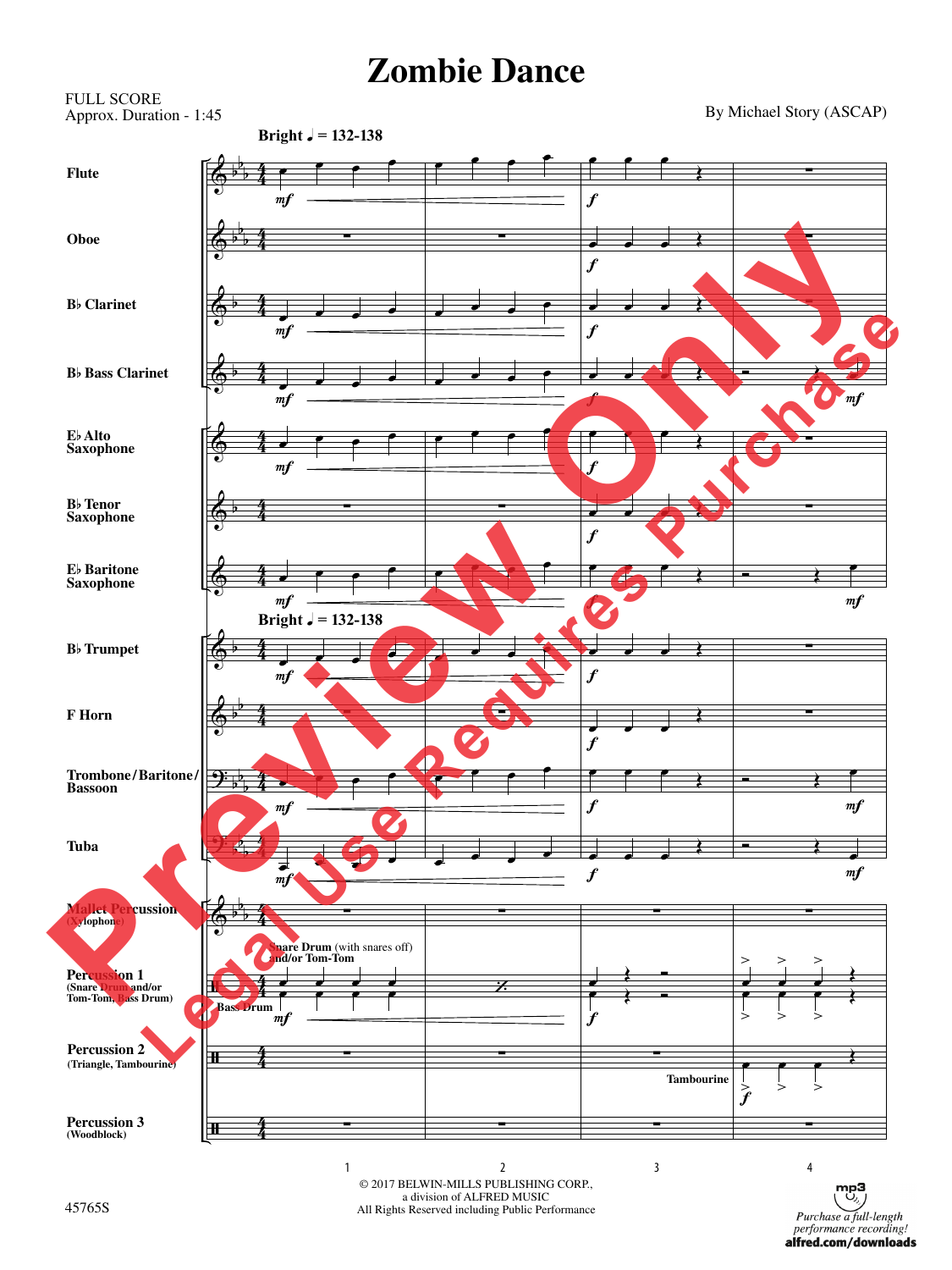# Zombie Dance

FULL SCORE
Approx. Duration - 1:45

By Michael Story (ASCAP)

Bright ♩ = 132-138

Flute

Oboe

B♭ Clarinet

B♭ Bass Clarinet

E♭ Alto Saxophone

B♭ Tenor Saxophone

E♭ Baritone Saxophone

B♭ Trumpet

F Horn

Trombone/Baritone/Bassoon

Tuba

Mallet Percussion (Xylophone)

Percussion 1 (Snare Drum and/or Tom-Tom, Bass Drum)

Percussion 2 (Triangle, Tambourine)

Percussion 3 (Woodblock)

© 2017 BELWIN-MILLS PUBLISHING CORP., a division of ALFRED MUSIC
All Rights Reserved including Public Performance

45765S

Purchase a full-length performance recording!
alfred.com/downloads

Preview Only
Legal Use Requires Purchase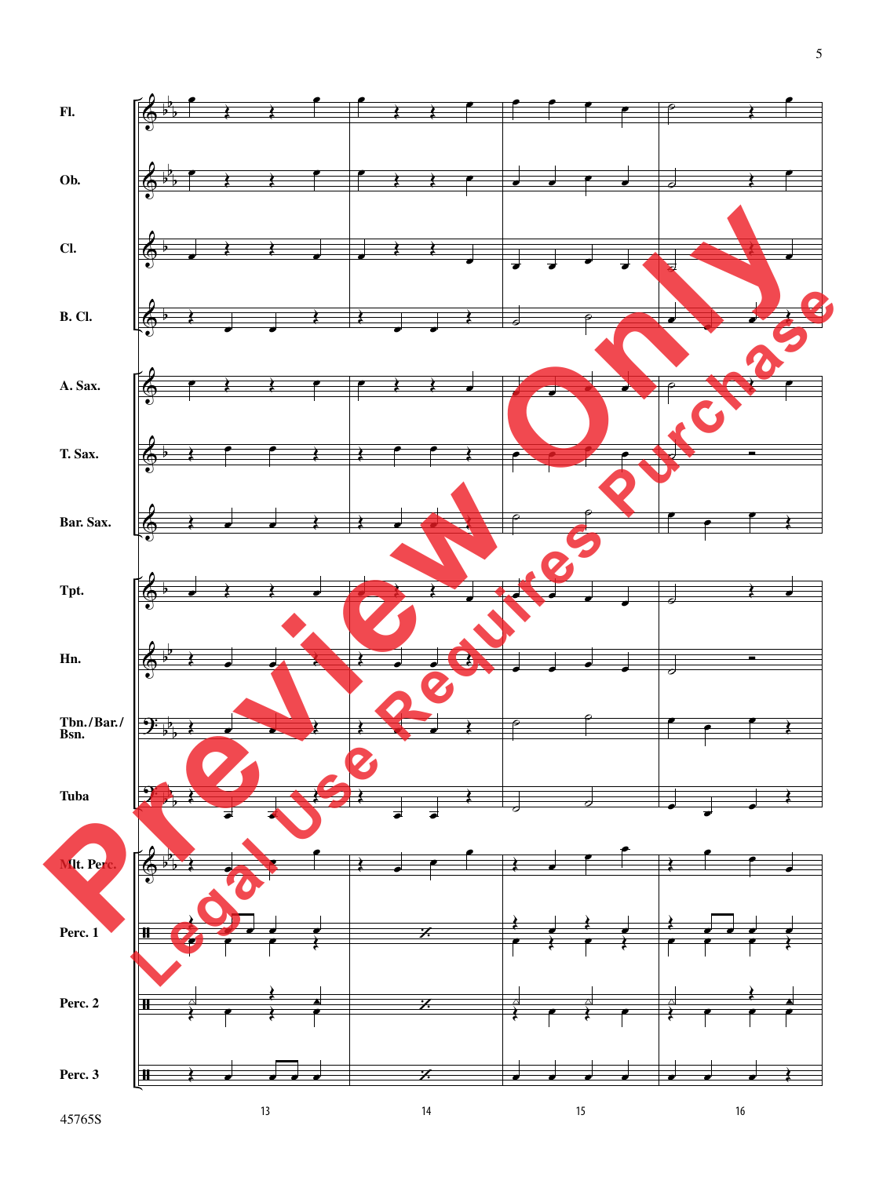Fl.

Ob.

Cl.

B. Cl.

A. Sax.

T. Sax.

Bar. Sax.

Tpt.

Hn.

Tbn./Bar./Bsn.

Tuba

Mlt. Perc.

Perc. 1

Perc. 2

Perc. 3

13 14 15 16

45765S

Preview Only
Legal Use Requires Purchase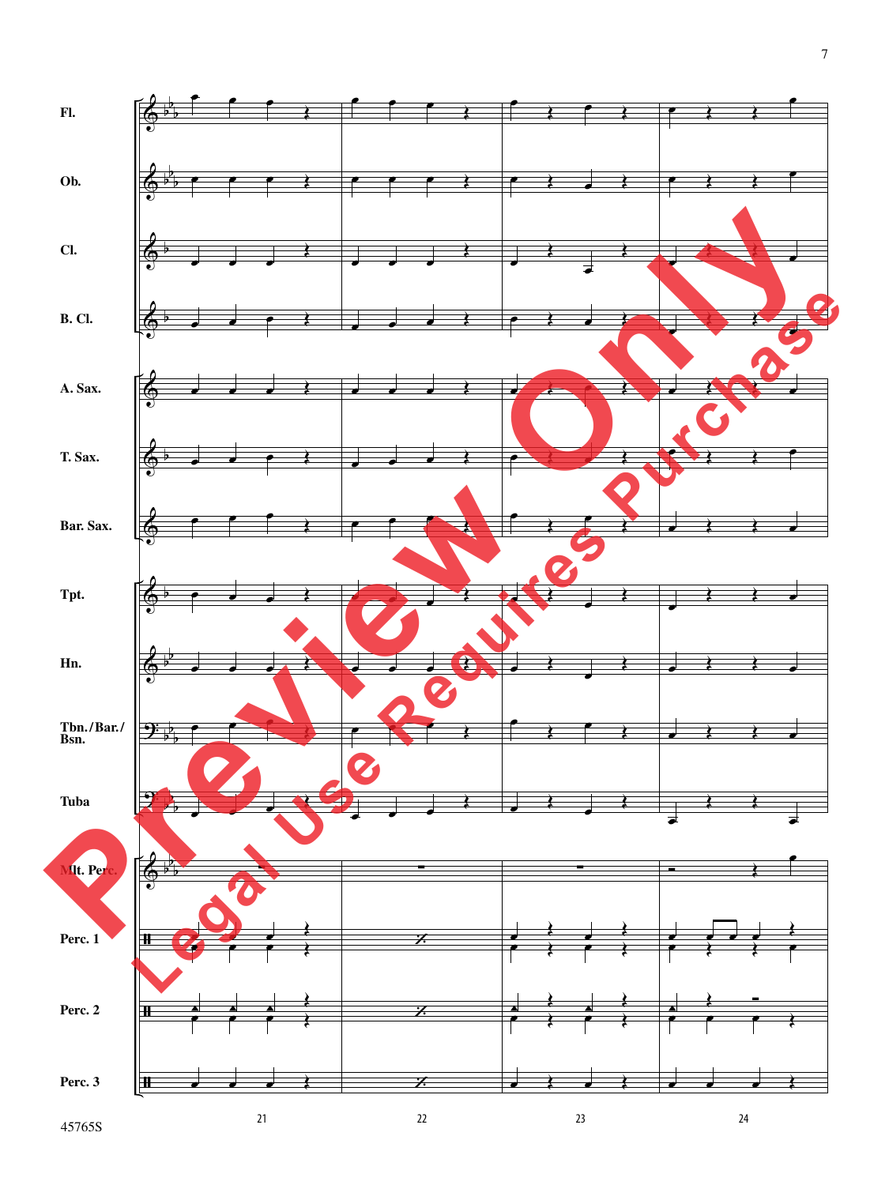Fl.

Ob.

Cl.

B. Cl.

A. Sax.

T. Sax.

Bar. Sax.

Tpt.

Hn.

Tbn./Bar./Bsn.

Tuba

Mlt. Perc.

Perc. 1

Perc. 2

Perc. 3

21 22 23 24

Preview Only

Legal Use Requires Purchase

45765S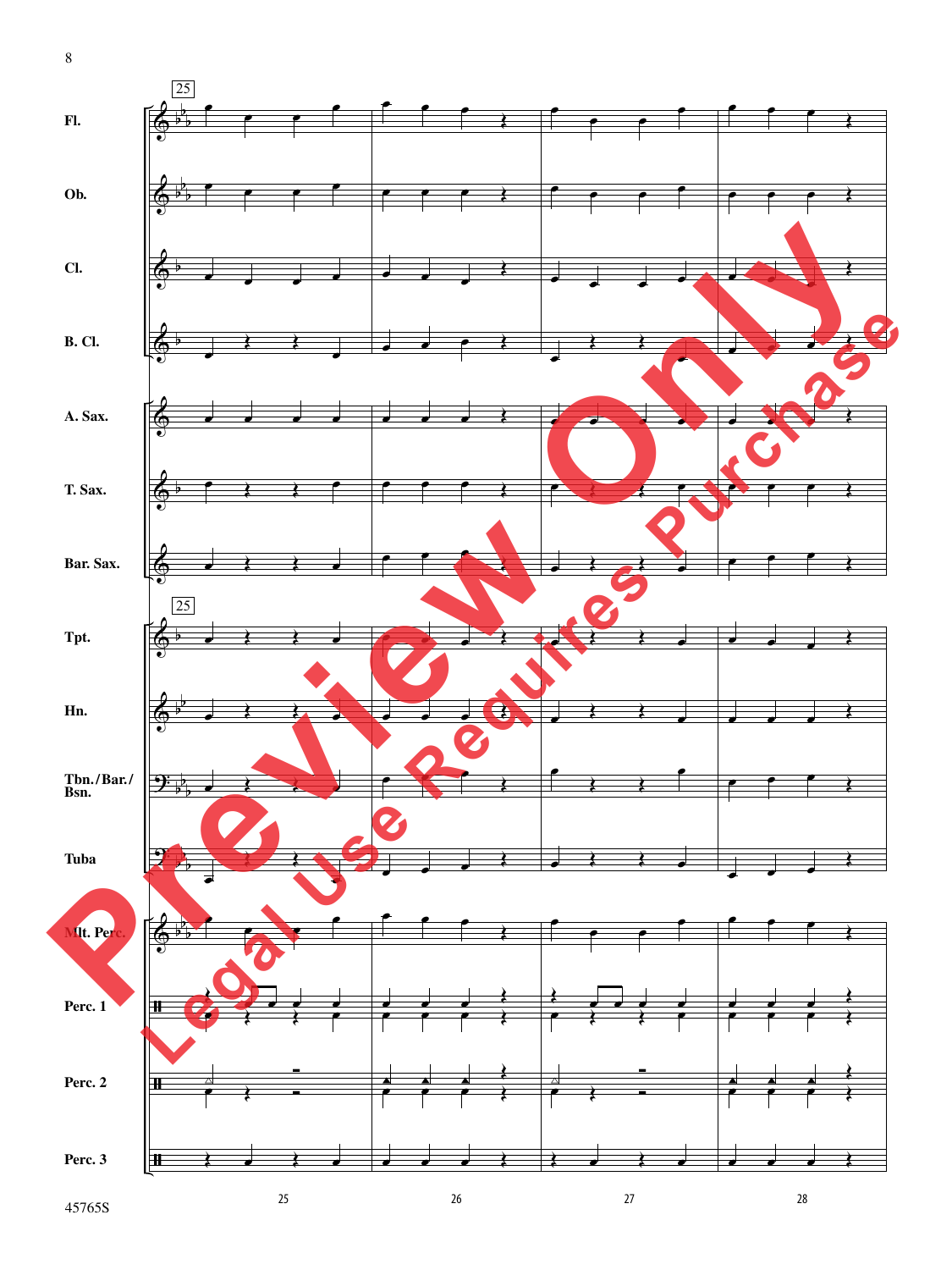Fl.

Ob.

Cl.

B. Cl.

A. Sax.

T. Sax.

Bar. Sax.

Tpt.

Hn.

Tbn./Bar./Bsn.

Tuba

Mlt. Perc.

Perc. 1

Perc. 2

Perc. 3

25

26

27

28

Preview Only

Legal Use Requires Purchase

45765S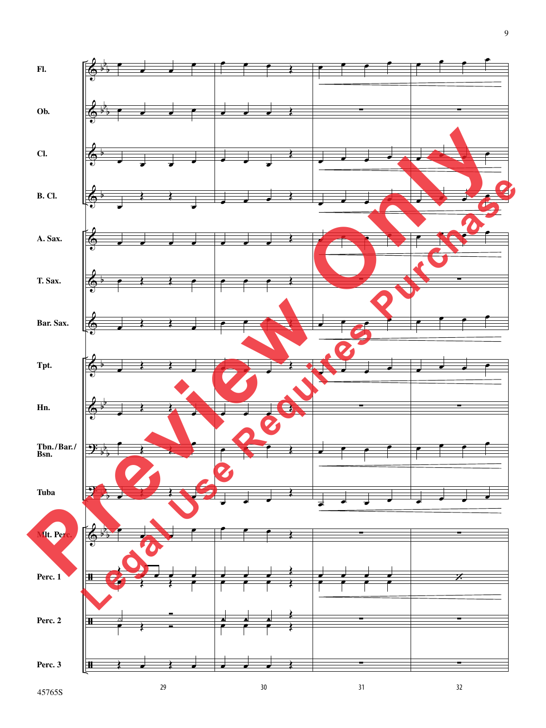Fl.

Ob.

Cl.

B. Cl.

A. Sax.

T. Sax.

Bar. Sax.

Tpt.

Hn.

Tbn./Bar./Bsn.

Tuba

Mlt. Perc.

Perc. 1

Perc. 2

Perc. 3

29 30 31 32

Preview Only

Legal Use Requires Purchase

45765S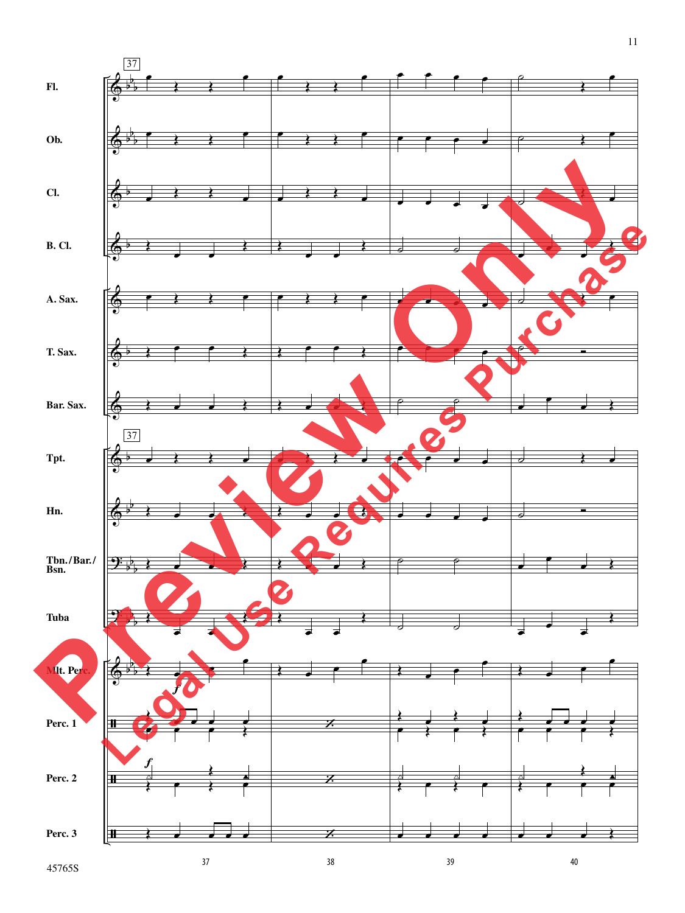Fl.

Ob.

Cl.

B. Cl.

A. Sax.

T. Sax.

Bar. Sax.

Tpt.

Hn.

Tbn./Bar./Bsn.

Tuba

Mlt. Perc.

Perc. 1

Perc. 2

Perc. 3

37 38 39 40

45765S

Preview Only

Legal Use Requires Purchase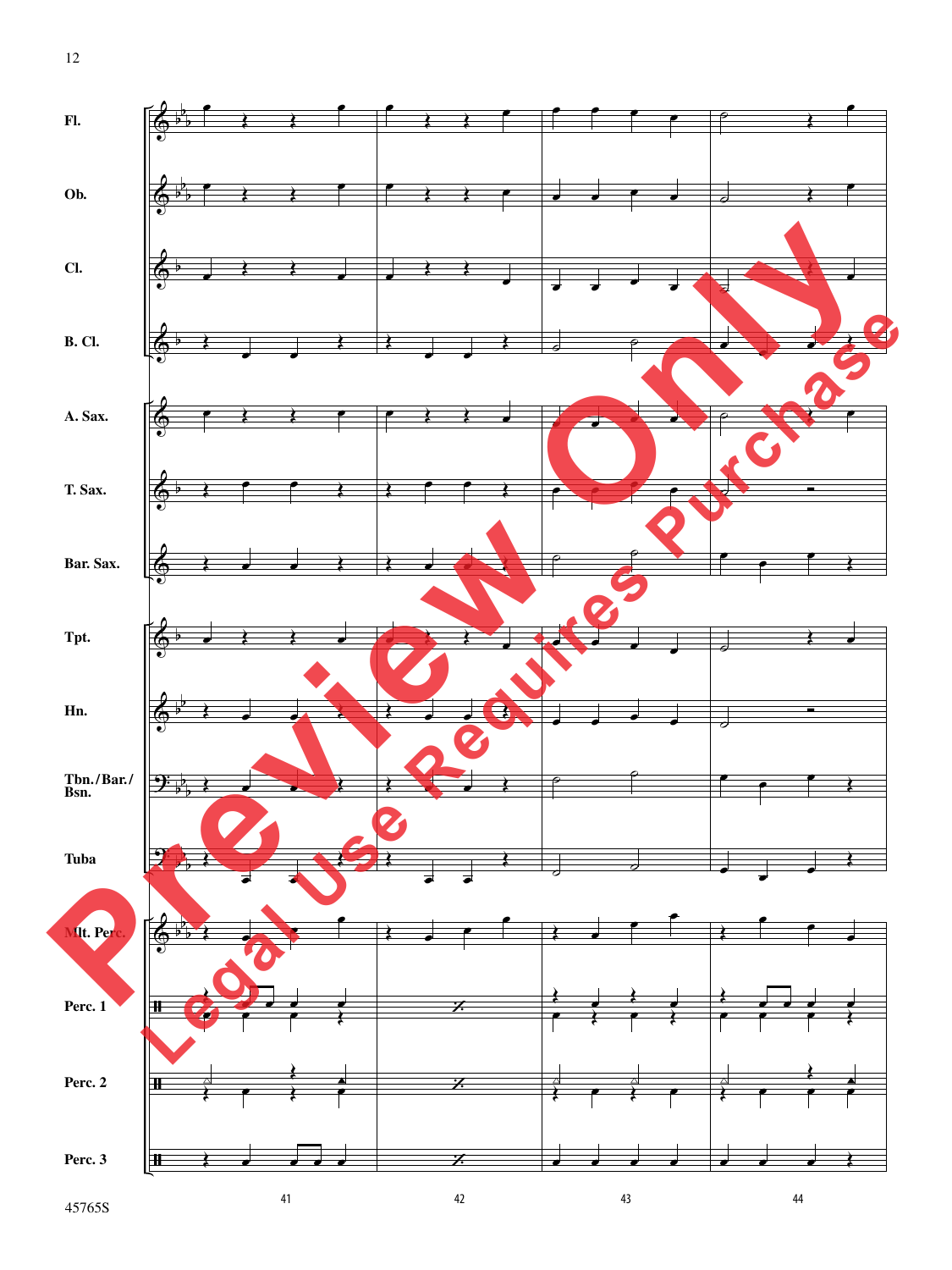Fl.

Ob.

Cl.

B. Cl.

A. Sax.

T. Sax.

Bar. Sax.

Tpt.

Hn.

Tbn./Bar./Bsn.

Tuba

Mlt. Perc.

Perc. 1

Perc. 2

Perc. 3

41 42 43 44

45765S

Preview Only

Legal Use Requires Purchase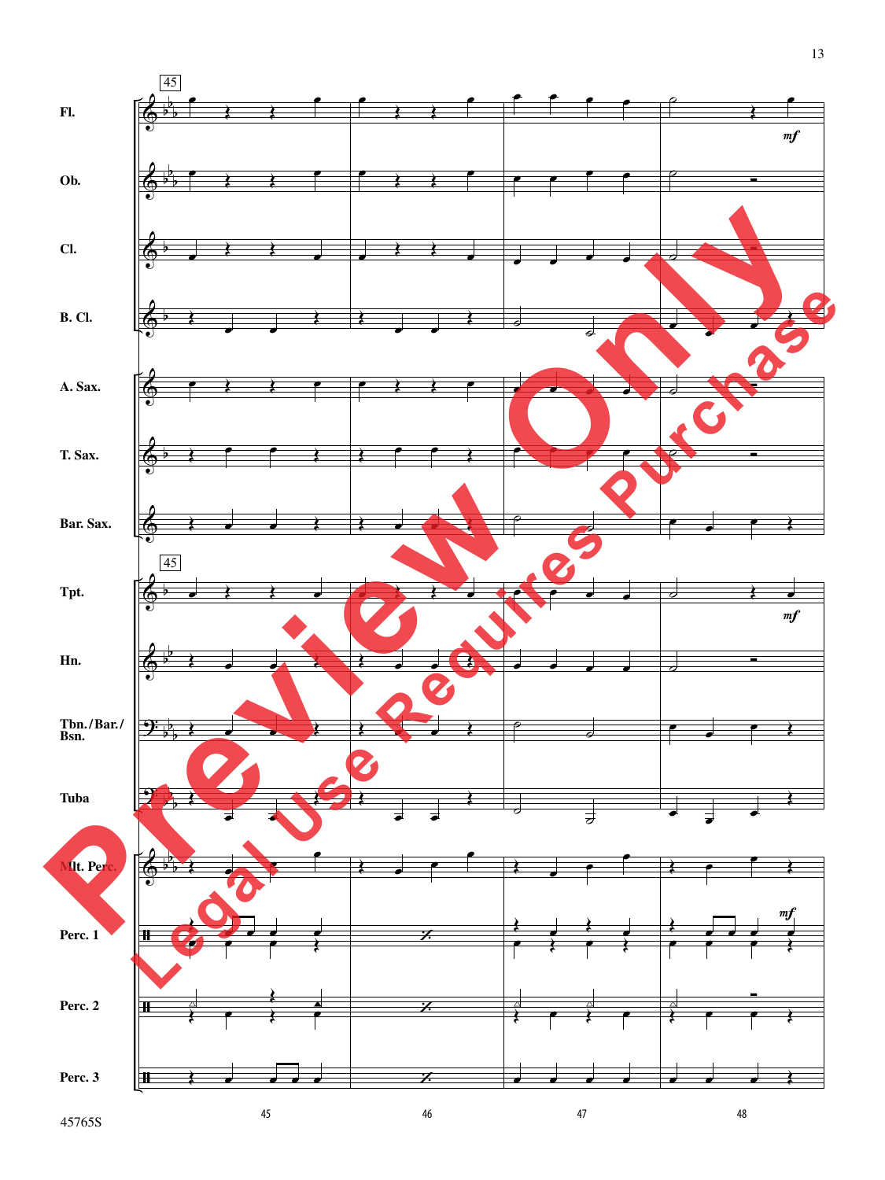45

Fl.

Ob.

Cl.

B. Cl.

A. Sax.

T. Sax.

Bar. Sax.

Tpt.

Hn.

Tbn./Bar./Bsn.

Tuba

Mlt. Perc.

Perc. 1

Perc. 2

Perc. 3

*mf*

45 46 47 48

Preview Only

Legal Use Requires Purchase

45765S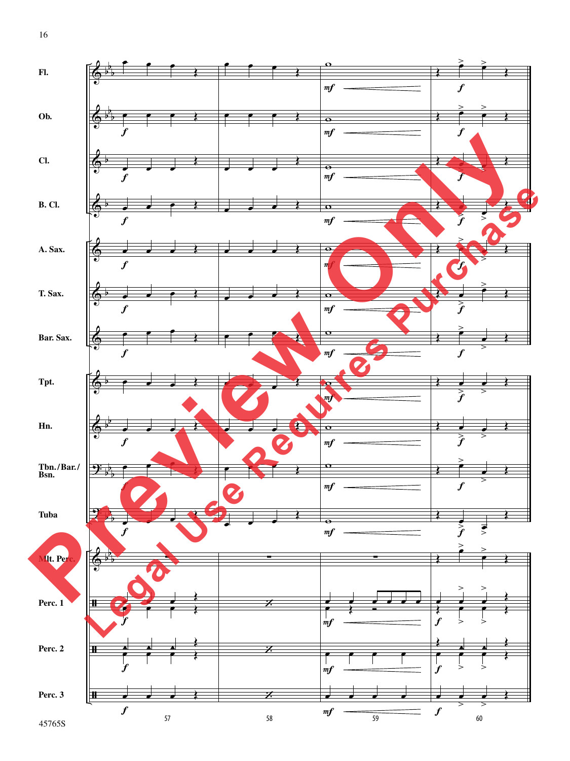Fl.

Ob.

Cl.

B. Cl.

A. Sax.

T. Sax.

Bar. Sax.

Tpt.

Hn.

Tbn./Bar./ Bsn.

Tuba

Mlt. Perc.

Perc. 1

Perc. 2

Perc. 3

57

58

59

60

Preview Only

Legal Use Requires Purchase

45765S